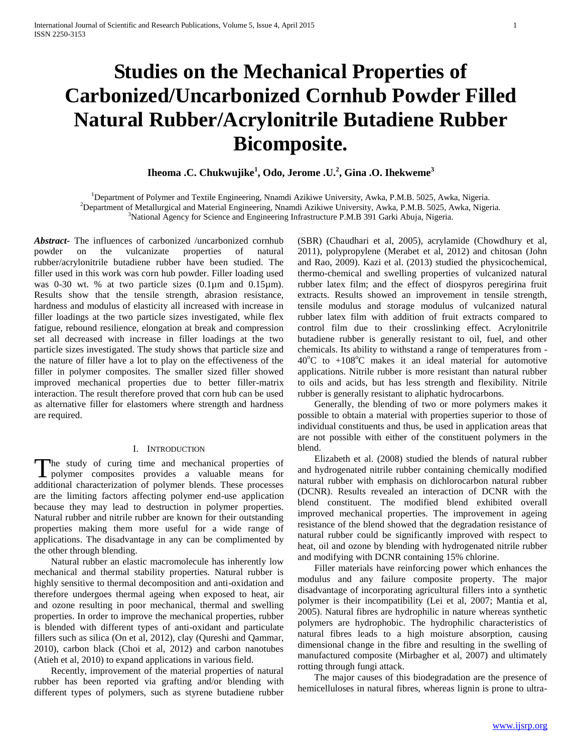# Studies on the Mechanical Properties of Carbonized/Uncarbonized Cornhub Powder Filled Natural Rubber/Acrylonitrile Butadiene Rubber Bicomposite.

**Iheoma .C. Chukwujike[1], Odo, Jerome .U.[2], Gina .O. Ihekweme[3]**

[1]Department of Polymer and Textile Engineering, Nnamdi Azikiwe University, Awka, P.M.B. 5025, Awka, Nigeria.
[2]Department of Metallurgical and Material Engineering, Nnamdi Azikiwe University, Awka, P.M.B. 5025, Awka, Nigeria.
[3]National Agency for Science and Engineering Infrastructure P.M.B 391 Garki Abuja, Nigeria.

***Abstract*-** The influences of carbonized /uncarbonized cornhub powder on the vulcanizate properties of natural rubber/acrylonitrile butadiene rubber have been studied. The filler used in this work was corn hub powder. Filler loading used was 0-30 wt. % at two particle sizes (0.1µm and 0.15µm). Results show that the tensile strength, abrasion resistance, hardness and modulus of elasticity all increased with increase in filler loadings at the two particle sizes investigated, while flex fatigue, rebound resilience, elongation at break and compression set all decreased with increase in filler loadings at the two particle sizes investigated. The study shows that particle size and the nature of filler have a lot to play on the effectiveness of the filler in polymer composites. The smaller sized filler showed improved mechanical properties due to better filler-matrix interaction. The result therefore proved that corn hub can be used as alternative filler for elastomers where strength and hardness are required.

## I. Introduction

The study of curing time and mechanical properties of polymer composites provides a valuable means for additional characterization of polymer blends. These processes are the limiting factors affecting polymer end-use application because they may lead to destruction in polymer properties. Natural rubber and nitrile rubber are known for their outstanding properties making them more useful for a wide range of applications. The disadvantage in any can be complimented by the other through blending.

Natural rubber an elastic macromolecule has inherently low mechanical and thermal stability properties. Natural rubber is highly sensitive to thermal decomposition and anti-oxidation and therefore undergoes thermal ageing when exposed to heat, air and ozone resulting in poor mechanical, thermal and swelling properties. In order to improve the mechanical properties, rubber is blended with different types of anti-oxidant and particulate fillers such as silica (On et al, 2012), clay (Qureshi and Qammar, 2010), carbon black (Choi et al, 2012) and carbon nanotubes (Atieh et al, 2010) to expand applications in various field.

Recently, improvement of the material properties of natural rubber has been reported via grafting and/or blending with different types of polymers, such as styrene butadiene rubber (SBR) (Chaudhari et al, 2005), acrylamide (Chowdhury et al, 2011), polypropylene (Merabet et al, 2012) and chitosan (John and Rao, 2009). Kazi et al. (2013) studied the physicochemical, thermo-chemical and swelling properties of vulcanized natural rubber latex film; and the effect of diospyros peregirina fruit extracts. Results showed an improvement in tensile strength, tensile modulus and storage modulus of vulcanized natural rubber latex film with addition of fruit extracts compared to control film due to their crosslinking effect. Acrylonitrile butadiene rubber is generally resistant to oil, fuel, and other chemicals. Its ability to withstand a range of temperatures from -40°C to +108°C makes it an ideal material for automotive applications. Nitrile rubber is more resistant than natural rubber to oils and acids, but has less strength and flexibility. Nitrile rubber is generally resistant to aliphatic hydrocarbons.

Generally, the blending of two or more polymers makes it possible to obtain a material with properties superior to those of individual constituents and thus, be used in application areas that are not possible with either of the constituent polymers in the blend.

Elizabeth et al. (2008) studied the blends of natural rubber and hydrogenated nitrile rubber containing chemically modified natural rubber with emphasis on dichlorocarbon natural rubber (DCNR). Results revealed an interaction of DCNR with the blend constituent. The modified blend exhibited overall improved mechanical properties. The improvement in ageing resistance of the blend showed that the degradation resistance of natural rubber could be significantly improved with respect to heat, oil and ozone by blending with hydrogenated nitrile rubber and modifying with DCNR containing 15% chlorine.

Filler materials have reinforcing power which enhances the modulus and any failure composite property. The major disadvantage of incorporating agricultural fillers into a synthetic polymer is their incompatibility (Lei et al, 2007; Mantia et al, 2005). Natural fibres are hydrophilic in nature whereas synthetic polymers are hydrophobic. The hydrophilic characteristics of natural fibres leads to a high moisture absorption, causing dimensional change in the fibre and resulting in the swelling of manufactured composite (Mirbagher et al, 2007) and ultimately rotting through fungi attack.

The major causes of this biodegradation are the presence of hemicelluloses in natural fibres, whereas lignin is prone to ultra-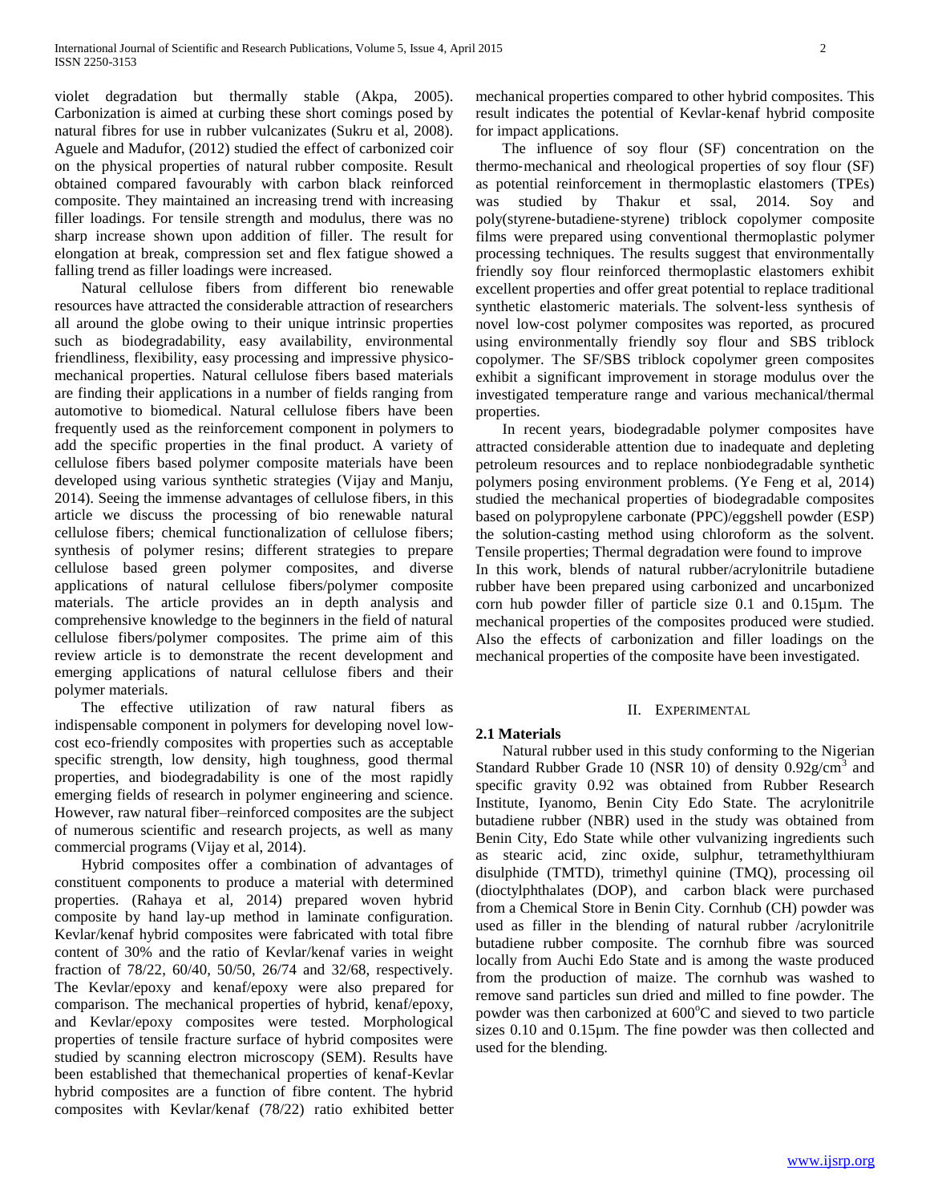violet degradation but thermally stable (Akpa, 2005). Carbonization is aimed at curbing these short comings posed by natural fibres for use in rubber vulcanizates (Sukru et al, 2008). Aguele and Madufor, (2012) studied the effect of carbonized coir on the physical properties of natural rubber composite. Result obtained compared favourably with carbon black reinforced composite. They maintained an increasing trend with increasing filler loadings. For tensile strength and modulus, there was no sharp increase shown upon addition of filler. The result for elongation at break, compression set and flex fatigue showed a falling trend as filler loadings were increased.

Natural cellulose fibers from different bio renewable resources have attracted the considerable attraction of researchers all around the globe owing to their unique intrinsic properties such as biodegradability, easy availability, environmental friendliness, flexibility, easy processing and impressive physico-mechanical properties. Natural cellulose fibers based materials are finding their applications in a number of fields ranging from automotive to biomedical. Natural cellulose fibers have been frequently used as the reinforcement component in polymers to add the specific properties in the final product. A variety of cellulose fibers based polymer composite materials have been developed using various synthetic strategies (Vijay and Manju, 2014). Seeing the immense advantages of cellulose fibers, in this article we discuss the processing of bio renewable natural cellulose fibers; chemical functionalization of cellulose fibers; synthesis of polymer resins; different strategies to prepare cellulose based green polymer composites, and diverse applications of natural cellulose fibers/polymer composite materials. The article provides an in depth analysis and comprehensive knowledge to the beginners in the field of natural cellulose fibers/polymer composites. The prime aim of this review article is to demonstrate the recent development and emerging applications of natural cellulose fibers and their polymer materials.

The effective utilization of raw natural fibers as indispensable component in polymers for developing novel low-cost eco-friendly composites with properties such as acceptable specific strength, low density, high toughness, good thermal properties, and biodegradability is one of the most rapidly emerging fields of research in polymer engineering and science. However, raw natural fiber–reinforced composites are the subject of numerous scientific and research projects, as well as many commercial programs (Vijay et al, 2014).

Hybrid composites offer a combination of advantages of constituent components to produce a material with determined properties. (Rahaya et al, 2014) prepared woven hybrid composite by hand lay-up method in laminate configuration. Kevlar/kenaf hybrid composites were fabricated with total fibre content of 30% and the ratio of Kevlar/kenaf varies in weight fraction of 78/22, 60/40, 50/50, 26/74 and 32/68, respectively. The Kevlar/epoxy and kenaf/epoxy were also prepared for comparison. The mechanical properties of hybrid, kenaf/epoxy, and Kevlar/epoxy composites were tested. Morphological properties of tensile fracture surface of hybrid composites were studied by scanning electron microscopy (SEM). Results have been established that themechanical properties of kenaf-Kevlar hybrid composites are a function of fibre content. The hybrid composites with Kevlar/kenaf (78/22) ratio exhibited better mechanical properties compared to other hybrid composites. This result indicates the potential of Kevlar-kenaf hybrid composite for impact applications.

The influence of soy flour (SF) concentration on the thermo-mechanical and rheological properties of soy flour (SF) as potential reinforcement in thermoplastic elastomers (TPEs) was studied by Thakur et ssal, 2014. Soy and poly(styrene-butadiene-styrene) triblock copolymer composite films were prepared using conventional thermoplastic polymer processing techniques. The results suggest that environmentally friendly soy flour reinforced thermoplastic elastomers exhibit excellent properties and offer great potential to replace traditional synthetic elastomeric materials. The solvent-less synthesis of novel low-cost polymer composites was reported, as procured using environmentally friendly soy flour and SBS triblock copolymer. The SF/SBS triblock copolymer green composites exhibit a significant improvement in storage modulus over the investigated temperature range and various mechanical/thermal properties.

In recent years, biodegradable polymer composites have attracted considerable attention due to inadequate and depleting petroleum resources and to replace nonbiodegradable synthetic polymers posing environment problems. (Ye Feng et al, 2014) studied the mechanical properties of biodegradable composites based on polypropylene carbonate (PPC)/eggshell powder (ESP) the solution-casting method using chloroform as the solvent. Tensile properties; Thermal degradation were found to improve

In this work, blends of natural rubber/acrylonitrile butadiene rubber have been prepared using carbonized and uncarbonized corn hub powder filler of particle size 0.1 and 0.15µm. The mechanical properties of the composites produced were studied. Also the effects of carbonization and filler loadings on the mechanical properties of the composite have been investigated.

## II. Experimental

### 2.1 Materials

Natural rubber used in this study conforming to the Nigerian Standard Rubber Grade 10 (NSR 10) of density $0.92g/cm^3$ and specific gravity 0.92 was obtained from Rubber Research Institute, Iyanomo, Benin City Edo State. The acrylonitrile butadiene rubber (NBR) used in the study was obtained from Benin City, Edo State while other vulvanizing ingredients such as stearic acid, zinc oxide, sulphur, tetramethylthiuram disulphide (TMTD), trimethyl quinine (TMQ), processing oil (dioctylphthalates (DOP), and carbon black were purchased from a Chemical Store in Benin City. Cornhub (CH) powder was used as filler in the blending of natural rubber /acrylonitrile butadiene rubber composite. The cornhub fibre was sourced locally from Auchi Edo State and is among the waste produced from the production of maize. The cornhub was washed to remove sand particles sun dried and milled to fine powder. The powder was then carbonized at $600^oC$ and sieved to two particle sizes 0.10 and 0.15µm. The fine powder was then collected and used for the blending.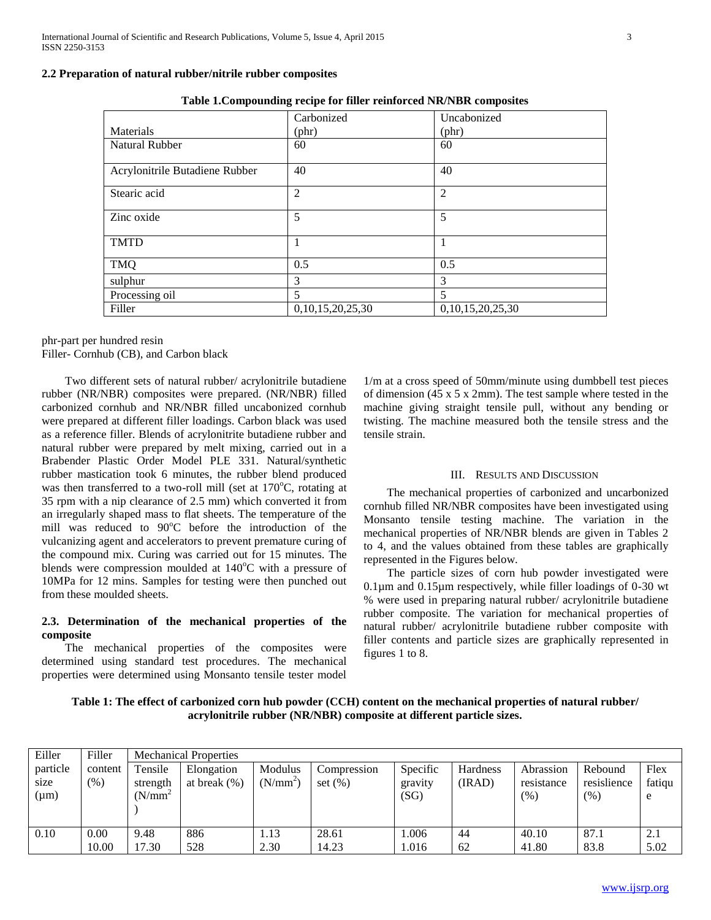### 2.2 Preparation of natural rubber/nitrile rubber composites

**Table 1.Compounding recipe for filler reinforced NR/NBR composites**

| Materials | Carbonized (phr) | Uncabonized (phr) |
|---|---|---|
| Natural Rubber | 60 | 60 |
| Acrylonitrile Butadiene Rubber | 40 | 40 |
| Stearic acid | 2 | 2 |
| Zinc oxide | 5 | 5 |
| TMTD | 1 | 1 |
| TMQ | 0.5 | 0.5 |
| sulphur | 3 | 3 |
| Processing oil | 5 | 5 |
| Filler | 0,10,15,20,25,30 | 0,10,15,20,25,30 |

phr-part per hundred resin
Filler- Cornhub (CB), and Carbon black

Two different sets of natural rubber/ acrylonitrile butadiene rubber (NR/NBR) composites were prepared. (NR/NBR) filled carbonized cornhub and NR/NBR filled uncabonized cornhub were prepared at different filler loadings. Carbon black was used as a reference filler. Blends of acrylonitrite butadiene rubber and natural rubber were prepared by melt mixing, carried out in a Brabender Plastic Order Model PLE 331. Natural/synthetic rubber mastication took 6 minutes, the rubber blend produced was then transferred to a two-roll mill (set at 170°C, rotating at 35 rpm with a nip clearance of 2.5 mm) which converted it from an irregularly shaped mass to flat sheets. The temperature of the mill was reduced to 90°C before the introduction of the vulcanizing agent and accelerators to prevent premature curing of the compound mix. Curing was carried out for 15 minutes. The blends were compression moulded at 140°C with a pressure of 10MPa for 12 mins. Samples for testing were then punched out from these moulded sheets.

### 2.3. Determination of the mechanical properties of the composite

The mechanical properties of the composites were determined using standard test procedures. The mechanical properties were determined using Monsanto tensile tester model 1/m at a cross speed of 50mm/minute using dumbbell test pieces of dimension (45 x 5 x 2mm). The test sample where tested in the machine giving straight tensile pull, without any bending or twisting. The machine measured both the tensile stress and the tensile strain.

## III. Results and Discussion

The mechanical properties of carbonized and uncarbonized cornhub filled NR/NBR composites have been investigated using Monsanto tensile testing machine. The variation in the mechanical properties of NR/NBR blends are given in Tables 2 to 4, and the values obtained from these tables are graphically represented in the Figures below.

The particle sizes of corn hub powder investigated were 0.1µm and 0.15µm respectively, while filler loadings of 0-30 wt % were used in preparing natural rubber/ acrylonitrile butadiene rubber composite. The variation for mechanical properties of natural rubber/ acrylonitrile butadiene rubber composite with filler contents and particle sizes are graphically represented in figures 1 to 8.

**Table 1: The effect of carbonized corn hub powder (CCH) content on the mechanical properties of natural rubber/ acrylonitrile rubber (NR/NBR) composite at different particle sizes.**

| Eiller particle size (µm) | Filler content (%) | Mechanical Properties | | | | | | | | |
|---|---|---|---|---|---|---|---|---|---|---|
| | | Tensile strength ($N/mm^2$) | Elongation at break (%) | Modulus ($N/mm^2$) | Compression set (%) | Specific gravity (SG) | Hardness (IRAD) | Abrassion resistance (%) | Rebound resislience (%) | Flex fatique |
| 0.10 | 0.00 | 9.48 | 886 | 1.13 | 28.61 | 1.006 | 44 | 40.10 | 87.1 | 2.1 |
| | 10.00 | 17.30 | 528 | 2.30 | 14.23 | 1.016 | 62 | 41.80 | 83.8 | 5.02 |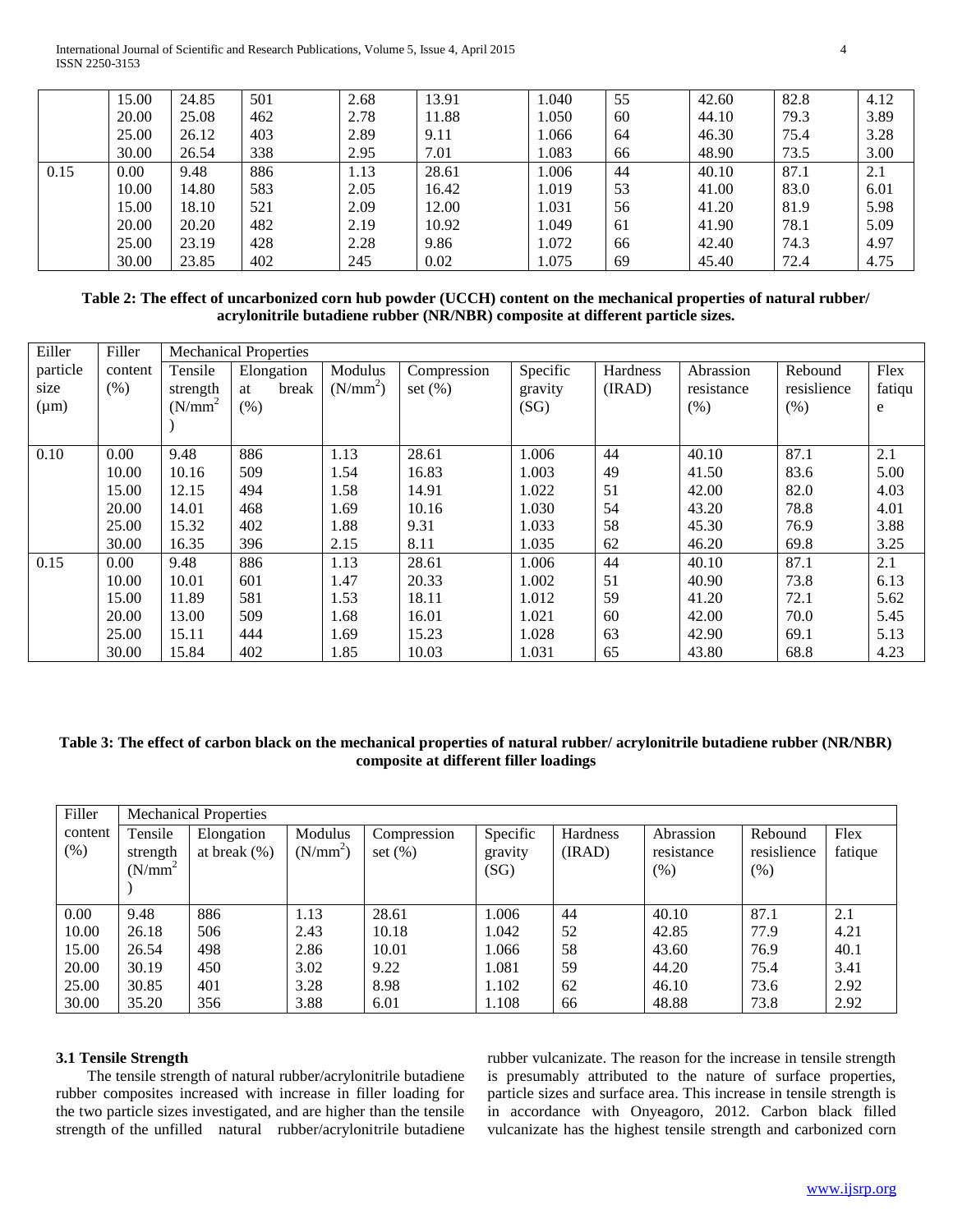| | | | | | | | | | | |
|---|---|---|---|---|---|---|---|---|---|---|
| | 15.00 | 24.85 | 501 | 2.68 | 13.91 | 1.040 | 55 | 42.60 | 82.8 | 4.12 |
| | 20.00 | 25.08 | 462 | 2.78 | 11.88 | 1.050 | 60 | 44.10 | 79.3 | 3.89 |
| | 25.00 | 26.12 | 403 | 2.89 | 9.11 | 1.066 | 64 | 46.30 | 75.4 | 3.28 |
| | 30.00 | 26.54 | 338 | 2.95 | 7.01 | 1.083 | 66 | 48.90 | 73.5 | 3.00 |
| 0.15 | 0.00 | 9.48 | 886 | 1.13 | 28.61 | 1.006 | 44 | 40.10 | 87.1 | 2.1 |
| | 10.00 | 14.80 | 583 | 2.05 | 16.42 | 1.019 | 53 | 41.00 | 83.0 | 6.01 |
| | 15.00 | 18.10 | 521 | 2.09 | 12.00 | 1.031 | 56 | 41.20 | 81.9 | 5.98 |
| | 20.00 | 20.20 | 482 | 2.19 | 10.92 | 1.049 | 61 | 41.90 | 78.1 | 5.09 |
| | 25.00 | 23.19 | 428 | 2.28 | 9.86 | 1.072 | 66 | 42.40 | 74.3 | 4.97 |
| | 30.00 | 23.85 | 402 | 245 | 0.02 | 1.075 | 69 | 45.40 | 72.4 | 4.75 |

**Table 2: The effect of uncarbonized corn hub powder (UCCH) content on the mechanical properties of natural rubber/ acrylonitrile butadiene rubber (NR/NBR) composite at different particle sizes.**

| Eiller particle size (μm) | Filler content (%) | Mechanical Properties | | | | | | | | |
|---|---|---|---|---|---|---|---|---|---|---|
| | | Tensile strength ($N/mm^2$) | Elongation at break (%) | Modulus ($N/mm^2$) | Compression set (%) | Specific gravity (SG) | Hardness (IRAD) | Abrassion resistance (%) | Rebound resislience (%) | Flex fatique |
| 0.10 | 0.00 | 9.48 | 886 | 1.13 | 28.61 | 1.006 | 44 | 40.10 | 87.1 | 2.1 |
| | 10.00 | 10.16 | 509 | 1.54 | 16.83 | 1.003 | 49 | 41.50 | 83.6 | 5.00 |
| | 15.00 | 12.15 | 494 | 1.58 | 14.91 | 1.022 | 51 | 42.00 | 82.0 | 4.03 |
| | 20.00 | 14.01 | 468 | 1.69 | 10.16 | 1.030 | 54 | 43.20 | 78.8 | 4.01 |
| | 25.00 | 15.32 | 402 | 1.88 | 9.31 | 1.033 | 58 | 45.30 | 76.9 | 3.88 |
| | 30.00 | 16.35 | 396 | 2.15 | 8.11 | 1.035 | 62 | 46.20 | 69.8 | 3.25 |
| 0.15 | 0.00 | 9.48 | 886 | 1.13 | 28.61 | 1.006 | 44 | 40.10 | 87.1 | 2.1 |
| | 10.00 | 10.01 | 601 | 1.47 | 20.33 | 1.002 | 51 | 40.90 | 73.8 | 6.13 |
| | 15.00 | 11.89 | 581 | 1.53 | 18.11 | 1.012 | 59 | 41.20 | 72.1 | 5.62 |
| | 20.00 | 13.00 | 509 | 1.68 | 16.01 | 1.021 | 60 | 42.00 | 70.0 | 5.45 |
| | 25.00 | 15.11 | 444 | 1.69 | 15.23 | 1.028 | 63 | 42.90 | 69.1 | 5.13 |
| | 30.00 | 15.84 | 402 | 1.85 | 10.03 | 1.031 | 65 | 43.80 | 68.8 | 4.23 |

**Table 3: The effect of carbon black on the mechanical properties of natural rubber/ acrylonitrile butadiene rubber (NR/NBR) composite at different filler loadings**

| Filler content (%) | Mechanical Properties | | | | | | | | |
|---|---|---|---|---|---|---|---|---|---|
| | Tensile strength ($N/mm^2$) | Elongation at break (%) | Modulus ($N/mm^2$) | Compression set (%) | Specific gravity (SG) | Hardness (IRAD) | Abrassion resistance (%) | Rebound resislience (%) | Flex fatique |
| 0.00 | 9.48 | 886 | 1.13 | 28.61 | 1.006 | 44 | 40.10 | 87.1 | 2.1 |
| 10.00 | 26.18 | 506 | 2.43 | 10.18 | 1.042 | 52 | 42.85 | 77.9 | 4.21 |
| 15.00 | 26.54 | 498 | 2.86 | 10.01 | 1.066 | 58 | 43.60 | 76.9 | 40.1 |
| 20.00 | 30.19 | 450 | 3.02 | 9.22 | 1.081 | 59 | 44.20 | 75.4 | 3.41 |
| 25.00 | 30.85 | 401 | 3.28 | 8.98 | 1.102 | 62 | 46.10 | 73.6 | 2.92 |
| 30.00 | 35.20 | 356 | 3.88 | 6.01 | 1.108 | 66 | 48.88 | 73.8 | 2.92 |

### 3.1 Tensile Strength

The tensile strength of natural rubber/acrylonitrile butadiene rubber composites increased with increase in filler loading for the two particle sizes investigated, and are higher than the tensile strength of the unfilled natural rubber/acrylonitrile butadiene rubber vulcanizate. The reason for the increase in tensile strength is presumably attributed to the nature of surface properties, particle sizes and surface area. This increase in tensile strength is in accordance with Onyeagoro, 2012. Carbon black filled vulcanizate has the highest tensile strength and carbonized corn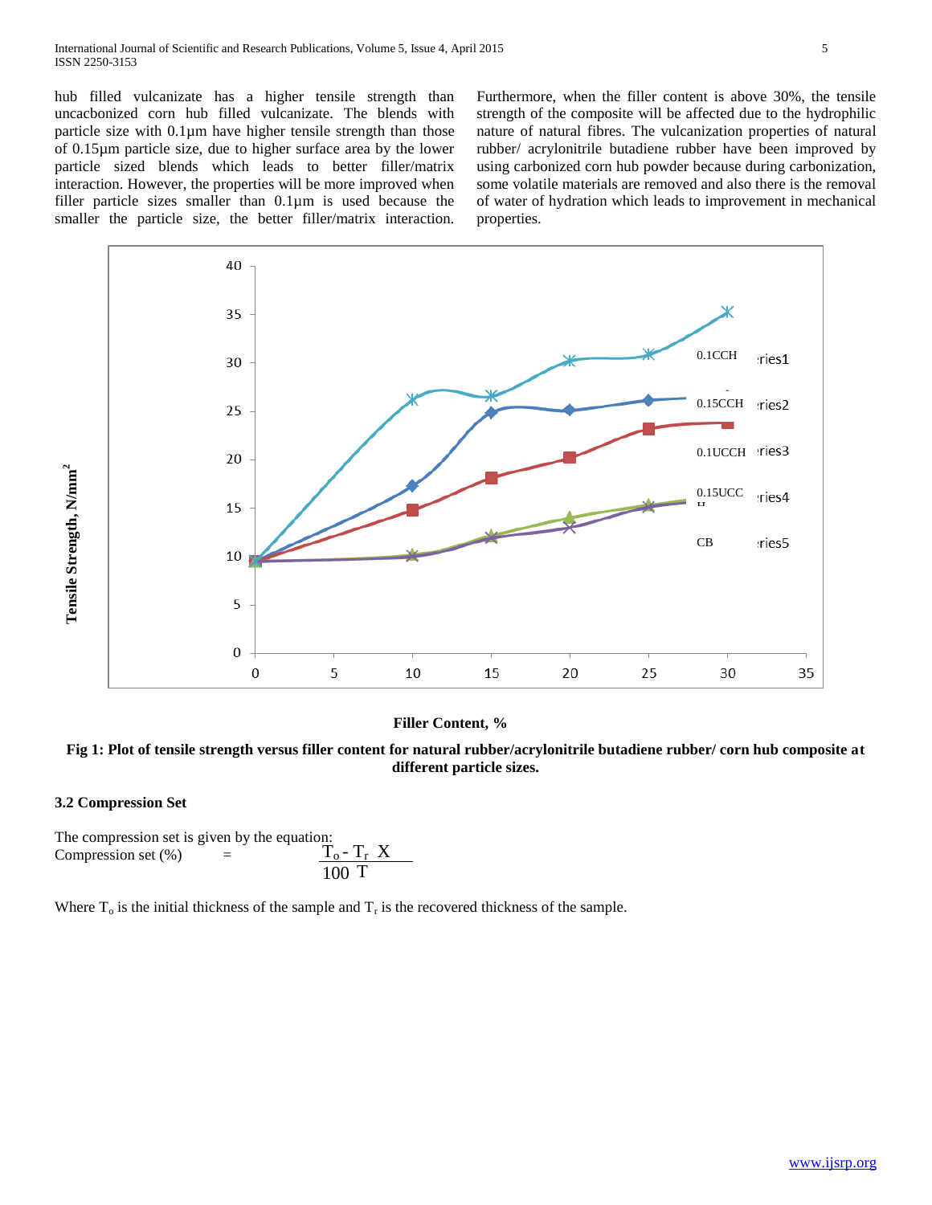hub filled vulcanizate has a higher tensile strength than uncacbonized corn hub filled vulcanizate. The blends with particle size with 0.1µm have higher tensile strength than those of 0.15µm particle size, due to higher surface area by the lower particle sized blends which leads to better filler/matrix interaction. However, the properties will be more improved when filler particle sizes smaller than 0.1µm is used because the smaller the particle size, the better filler/matrix interaction. Furthermore, when the filler content is above 30%, the tensile strength of the composite will be affected due to the hydrophilic nature of natural fibres. The vulcanization properties of natural rubber/ acrylonitrile butadiene rubber have been improved by using carbonized corn hub powder because during carbonization, some volatile materials are removed and also there is the removal of water of hydration which leads to improvement in mechanical properties.

**Fig 1: Plot of tensile strength versus filler content for natural rubber/acrylonitrile butadiene rubber/ corn hub composite at different particle sizes.**

### 3.2 Compression Set

The compression set is given by the equation:

$$\text{Compression set (\%)} = \frac{T_o - T_r}{T} \times 100$$

Where $T_o$ is the initial thickness of the sample and $T_r$ is the recovered thickness of the sample.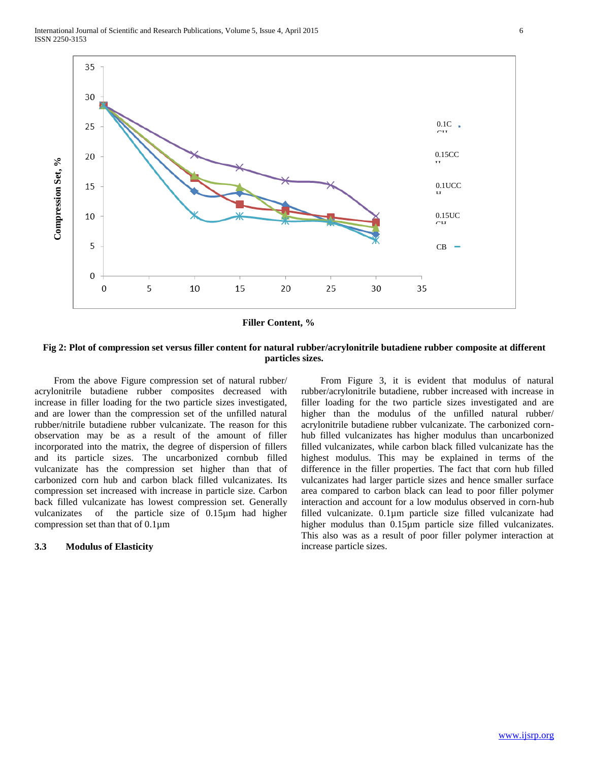Fig 2: Plot of compression set versus filler content for natural rubber/acrylonitrile butadiene rubber composite at different particles sizes.

From the above Figure compression set of natural rubber/ acrylonitrile butadiene rubber composites decreased with increase in filler loading for the two particle sizes investigated, and are lower than the compression set of the unfilled natural rubber/nitrile butadiene rubber vulcanizate. The reason for this observation may be as a result of the amount of filler incorporated into the matrix, the degree of dispersion of fillers and its particle sizes. The uncarbonized cornbub filled vulcanizate has the compression set higher than that of carbonized corn hub and carbon black filled vulcanizates. Its compression set increased with increase in particle size. Carbon back filled vulcanizate has lowest compression set. Generally vulcanizates of the particle size of 0.15µm had higher compression set than that of 0.1µm

### 3.3 Modulus of Elasticity

From Figure 3, it is evident that modulus of natural rubber/acrylonitrile butadiene, rubber increased with increase in filler loading for the two particle sizes investigated and are higher than the modulus of the unfilled natural rubber/ acrylonitrile butadiene rubber vulcanizate. The carbonized corn-hub filled vulcanizates has higher modulus than uncarbonized filled vulcanizates, while carbon black filled vulcanizate has the highest modulus. This may be explained in terms of the difference in the filler properties. The fact that corn hub filled vulcanizates had larger particle sizes and hence smaller surface area compared to carbon black can lead to poor filler polymer interaction and account for a low modulus observed in corn-hub filled vulcanizate. 0.1µm particle size filled vulcanizate had higher modulus than 0.15µm particle size filled vulcanizates. This also was as a result of poor filler polymer interaction at increase particle sizes.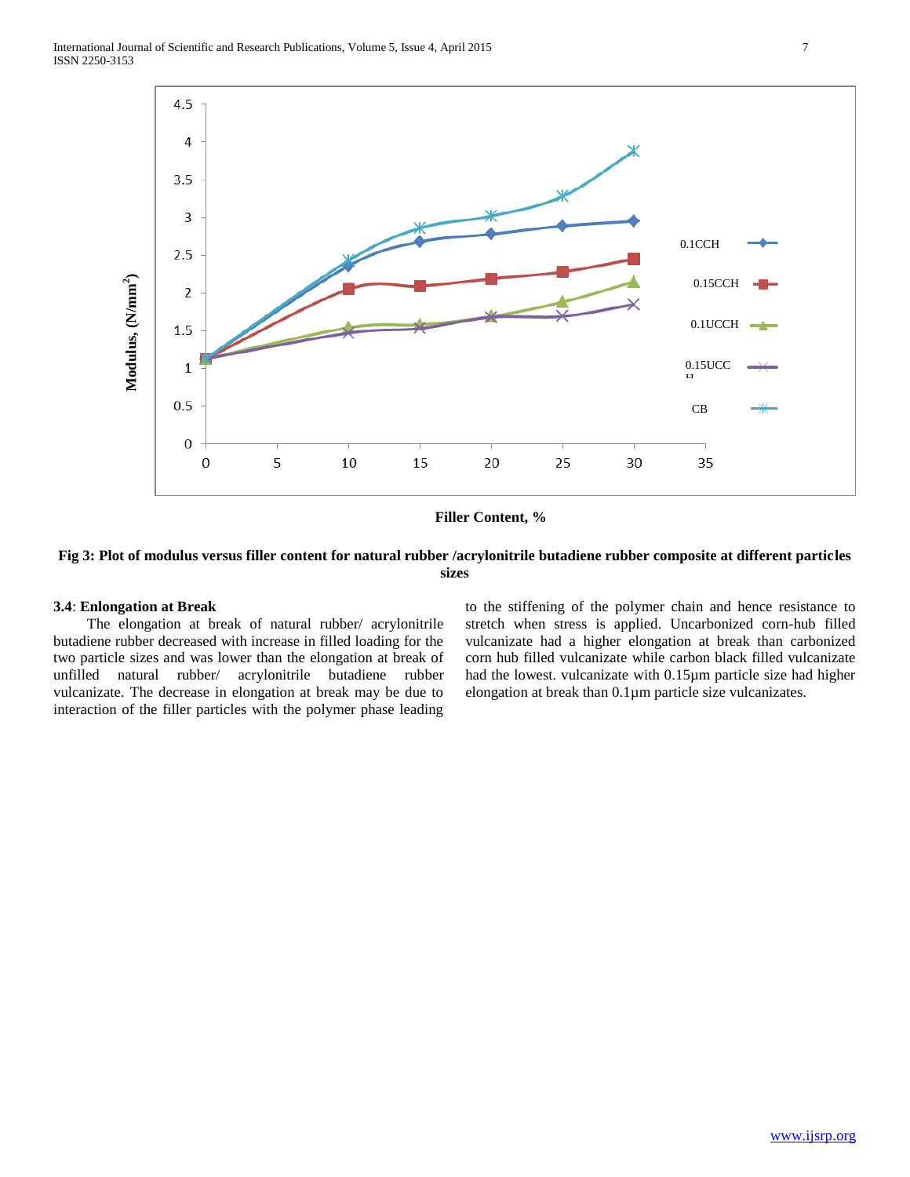**Fig 3: Plot of modulus versus filler content for natural rubber /acrylonitrile butadiene rubber composite at different particles sizes**

### 3.4: Enlongation at Break

The elongation at break of natural rubber/ acrylonitrile butadiene rubber decreased with increase in filled loading for the two particle sizes and was lower than the elongation at break of unfilled natural rubber/ acrylonitrile butadiene rubber vulcanizate. The decrease in elongation at break may be due to interaction of the filler particles with the polymer phase leading to the stiffening of the polymer chain and hence resistance to stretch when stress is applied. Uncarbonized corn-hub filled vulcanizate had a higher elongation at break than carbonized corn hub filled vulcanizate while carbon black filled vulcanizate had the lowest. vulcanizate with 0.15µm particle size had higher elongation at break than 0.1µm particle size vulcanizates.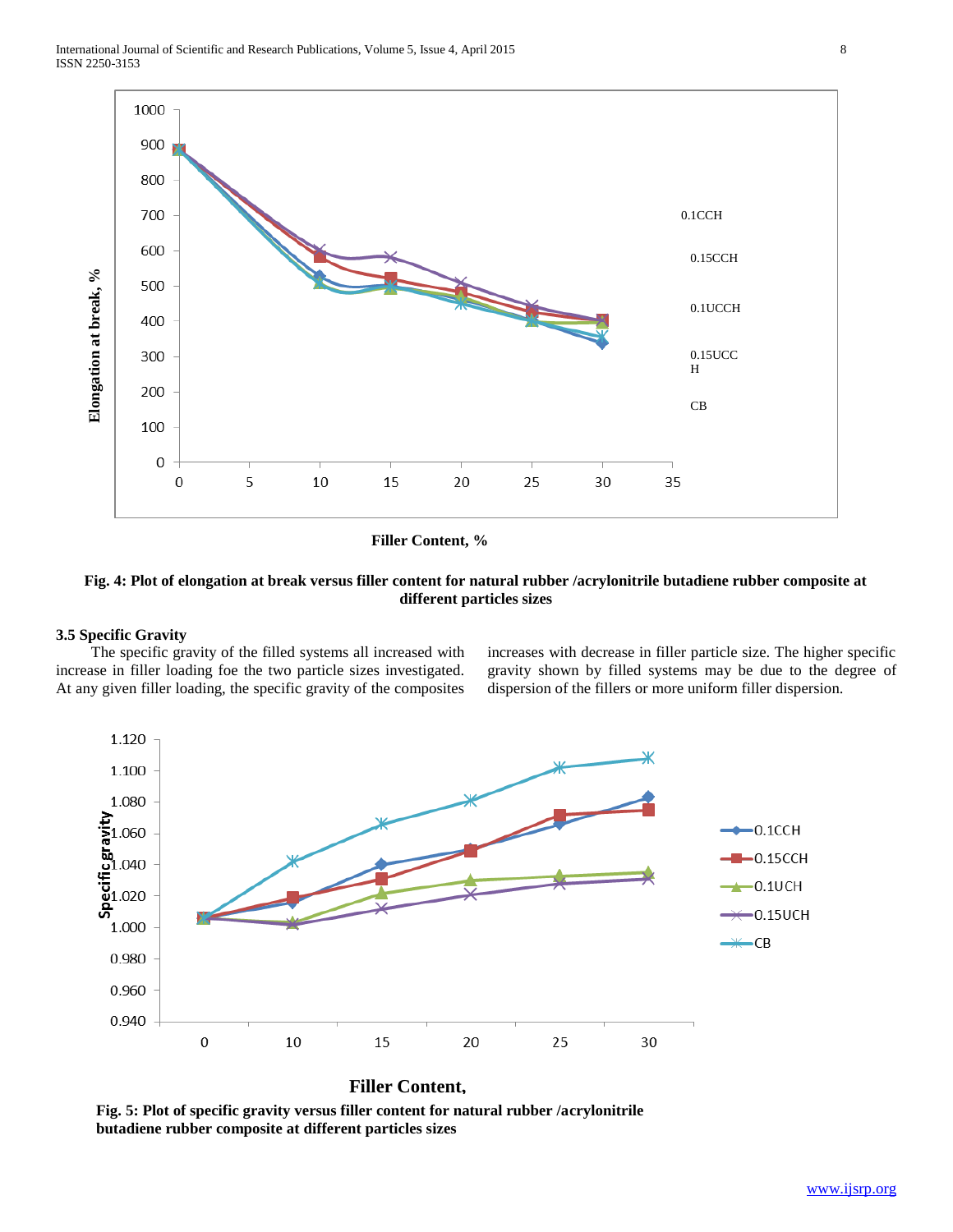Fig. 4: Plot of elongation at break versus filler content for natural rubber /acrylonitrile butadiene rubber composite at different particles sizes

### 3.5 Specific Gravity

The specific gravity of the filled systems all increased with increase in filler loading foe the two particle sizes investigated. At any given filler loading, the specific gravity of the composites increases with decrease in filler particle size. The higher specific gravity shown by filled systems may be due to the degree of dispersion of the fillers or more uniform filler dispersion.

Fig. 5: Plot of specific gravity versus filler content for natural rubber /acrylonitrile butadiene rubber composite at different particles sizes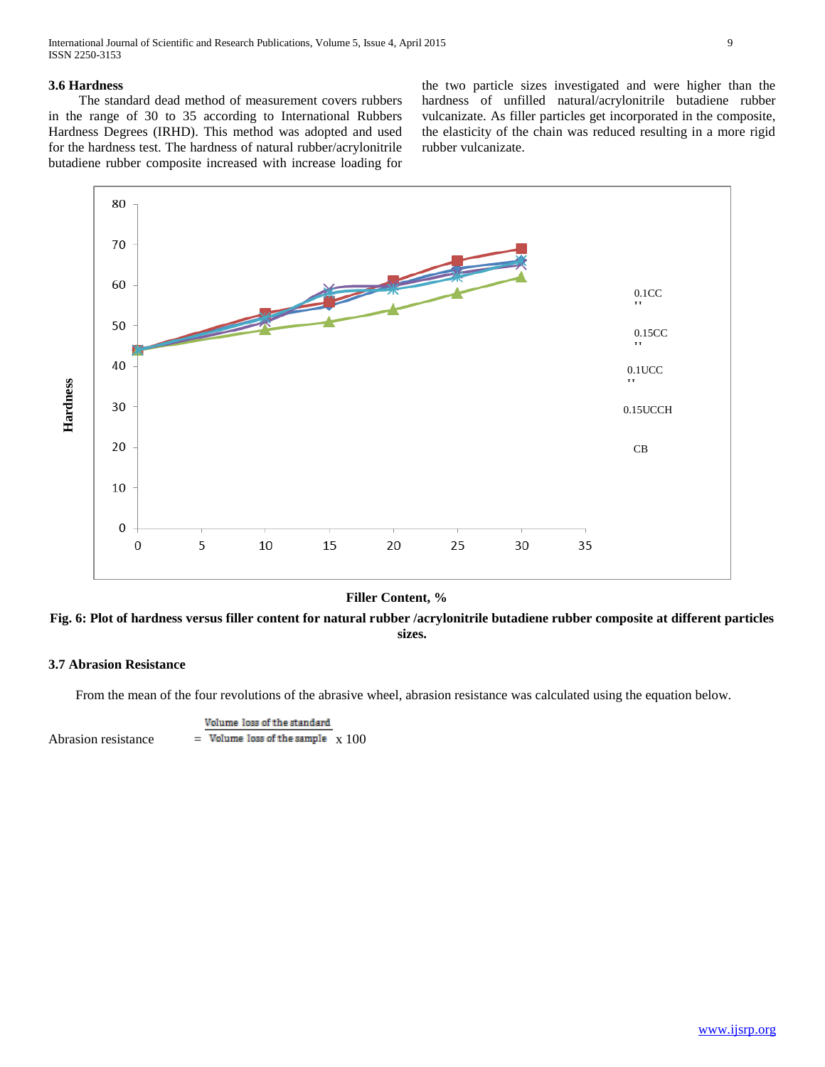### 3.6 Hardness

The standard dead method of measurement covers rubbers in the range of 30 to 35 according to International Rubbers Hardness Degrees (IRHD). This method was adopted and used for the hardness test. The hardness of natural rubber/acrylonitrile butadiene rubber composite increased with increase loading for the two particle sizes investigated and were higher than the hardness of unfilled natural/acrylonitrile butadiene rubber vulcanizate. As filler particles get incorporated in the composite, the elasticity of the chain was reduced resulting in a more rigid rubber vulcanizate.

**Fig. 6: Plot of hardness versus filler content for natural rubber /acrylonitrile butadiene rubber composite at different particles sizes.**

### 3.7 Abrasion Resistance

From the mean of the four revolutions of the abrasive wheel, abrasion resistance was calculated using the equation below.

$$\text{Abrasion resistance} = \frac{\text{Volume loss of the standard}}{\text{Volume loss of the sample}} \times 100$$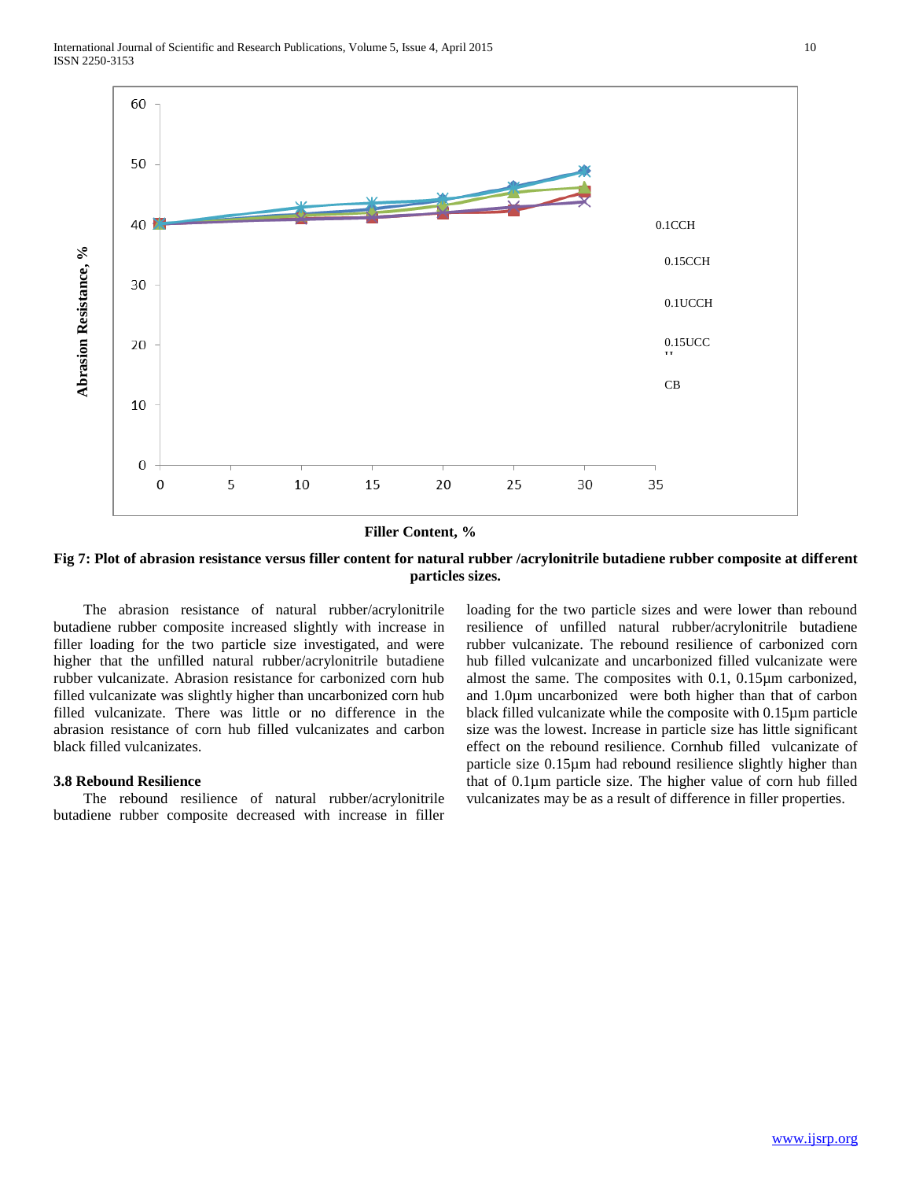Fig 7: **Plot of abrasion resistance versus filler content for natural rubber /acrylonitrile butadiene rubber composite at different particles sizes.**

The abrasion resistance of natural rubber/acrylonitrile butadiene rubber composite increased slightly with increase in filler loading for the two particle size investigated, and were higher that the unfilled natural rubber/acrylonitrile butadiene rubber vulcanizate. Abrasion resistance for carbonized corn hub filled vulcanizate was slightly higher than uncarbonized corn hub filled vulcanizate. There was little or no difference in the abrasion resistance of corn hub filled vulcanizates and carbon black filled vulcanizates.

### 3.8 Rebound Resilience

The rebound resilience of natural rubber/acrylonitrile butadiene rubber composite decreased with increase in filler loading for the two particle sizes and were lower than rebound resilience of unfilled natural rubber/acrylonitrile butadiene rubber vulcanizate. The rebound resilience of carbonized corn hub filled vulcanizate and uncarbonized filled vulcanizate were almost the same. The composites with 0.1, 0.15µm carbonized, and 1.0µm uncarbonized were both higher than that of carbon black filled vulcanizate while the composite with 0.15µm particle size was the lowest. Increase in particle size has little significant effect on the rebound resilience. Cornhub filled vulcanizate of particle size 0.15µm had rebound resilience slightly higher than that of 0.1µm particle size. The higher value of corn hub filled vulcanizates may be as a result of difference in filler properties.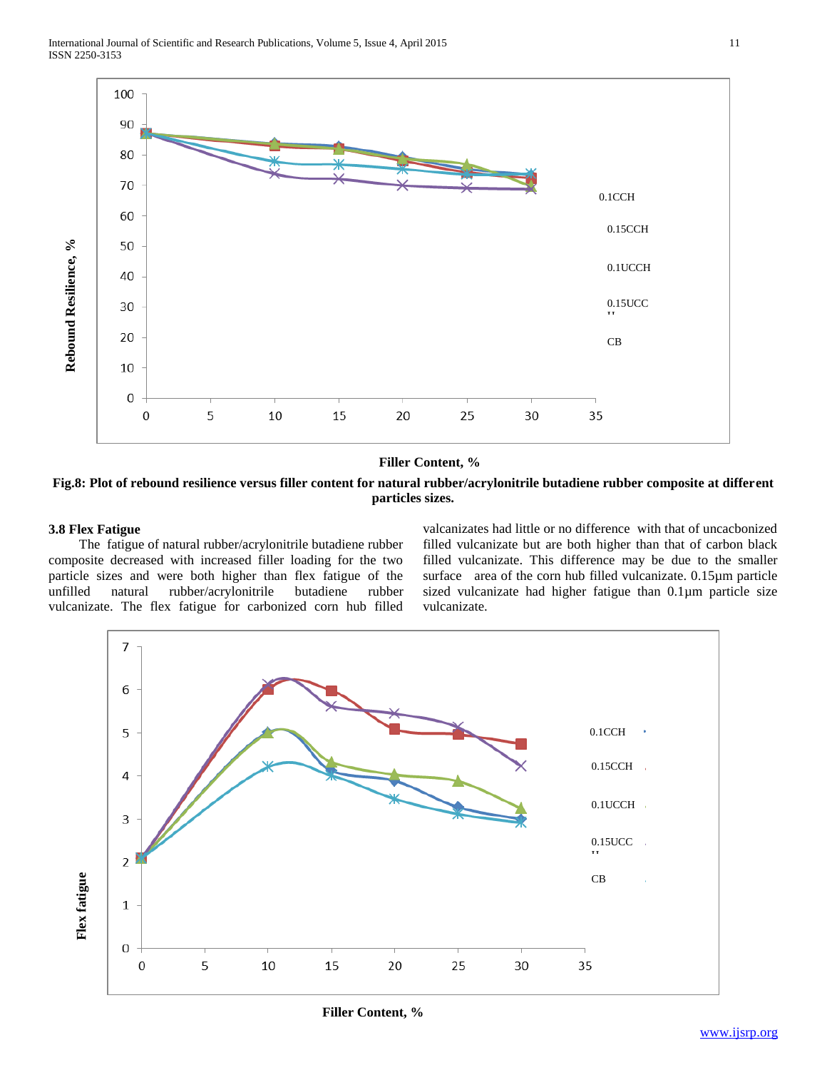Filler Content, %

**Fig.8: Plot of rebound resilience versus filler content for natural rubber/acrylonitrile butadiene rubber composite at different particles sizes.**

### 3.8 Flex Fatigue

The fatigue of natural rubber/acrylonitrile butadiene rubber composite decreased with increased filler loading for the two particle sizes and were both higher than flex fatigue of the unfilled natural rubber/acrylonitrile butadiene rubber vulcanizate. The flex fatigue for carbonized corn hub filled valcanizates had little or no difference with that of uncacbonized filled vulcanizate but are both higher than that of carbon black filled vulcanizate. This difference may be due to the smaller surface area of the corn hub filled vulcanizate. 0.15µm particle sized vulcanizate had higher fatigue than 0.1µm particle size vulcanizate.

Filler Content, %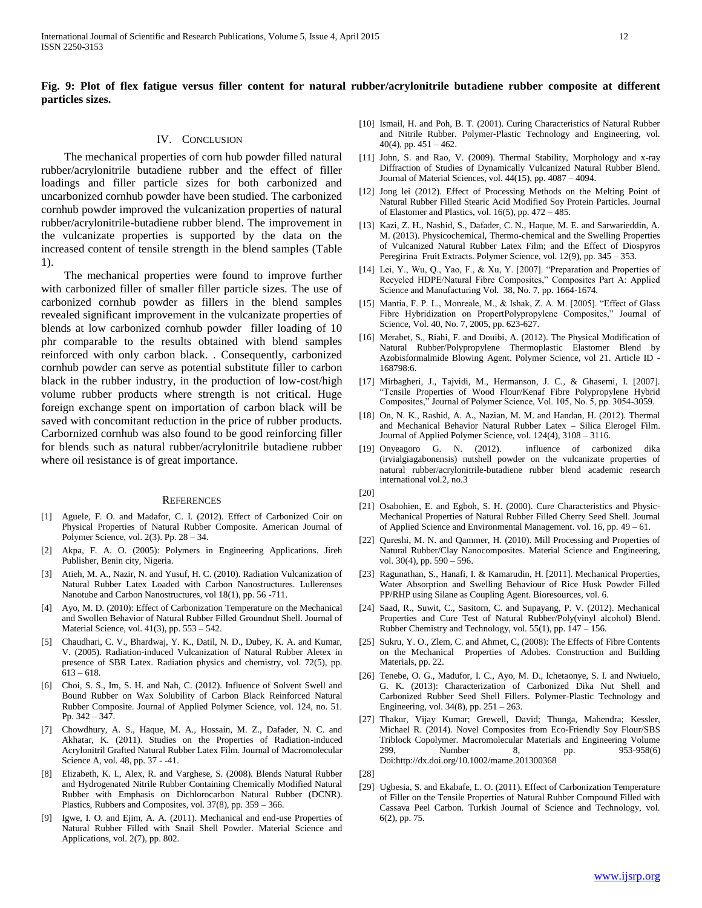**Fig. 9: Plot of flex fatigue versus filler content for natural rubber/acrylonitrile butadiene rubber composite at different particles sizes.**

## IV. Conclusion

The mechanical properties of corn hub powder filled natural rubber/acrylonitrile butadiene rubber and the effect of filler loadings and filler particle sizes for both carbonized and uncarbonized cornhub powder have been studied. The carbonized cornhub powder improved the vulcanization properties of natural rubber/acrylonitrile-butadiene rubber blend. The improvement in the vulcanizate properties is supported by the data on the increased content of tensile strength in the blend samples (Table 1).

The mechanical properties were found to improve further with carbonized filler of smaller filler particle sizes. The use of carbonized cornhub powder as fillers in the blend samples revealed significant improvement in the vulcanizate properties of blends at low carbonized cornhub powder filler loading of 10 phr comparable to the results obtained with blend samples reinforced with only carbon black. . Consequently, carbonized cornhub powder can serve as potential substitute filler to carbon black in the rubber industry, in the production of low-cost/high volume rubber products where strength is not critical. Huge foreign exchange spent on importation of carbon black will be saved with concomitant reduction in the price of rubber products. Carbornized cornhub was also found to be good reinforcing filler for blends such as natural rubber/acrylonitrile butadiene rubber where oil resistance is of great importance.

## References

[1] Aguele, F. O. and Madafor, C. I. (2012). Effect of Carbonized Coir on Physical Properties of Natural Rubber Composite. American Journal of Polymer Science, vol. 2(3). Pp. 28 – 34.

[2] Akpa, F. A. O. (2005): Polymers in Engineering Applications. Jireh Publisher, Benin city, Nigeria.

[3] Atieh, M. A., Nazir, N. and Yusuf, H. C. (2010). Radiation Vulcanization of Natural Rubber Latex Loaded with Carbon Nanostructures. Lullerenses Nanotube and Carbon Nanostructures, vol 18(1), pp. 56 -711.

[4] Ayo, M. D. (2010): Effect of Carbonization Temperature on the Mechanical and Swollen Behavior of Natural Rubber Filled Groundnut Shell. Journal of Material Science, vol. 41(3), pp. 553 – 542.

[5] Chaudhari, C. V., Bhardwaj, Y. K., Datil, N. D., Dubey, K. A. and Kumar, V. (2005). Radiation-induced Vulcanization of Natural Rubber Aletex in presence of SBR Latex. Radiation physics and chemistry, vol. 72(5), pp. 613 – 618.

[6] Choi, S. S., Im, S. H. and Nah, C. (2012). Influence of Solvent Swell and Bound Rubber on Wax Solubility of Carbon Black Reinforced Natural Rubber Composite. Journal of Applied Polymer Science, vol. 124, no. 51. Pp. 342 – 347.

[7] Chowdhury, A. S., Haque, M. A., Hossain, M. Z., Dafader, N. C. and Akhatar, K. (2011). Studies on the Properties of Radiation-induced Acrylonitril Grafted Natural Rubber Latex Film. Journal of Macromolecular Science A, vol. 48, pp. 37 - -41.

[8] Elizabeth, K. I., Alex, R. and Varghese, S. (2008). Blends Natural Rubber and Hydrogenated Nitrile Rubber Containing Chemically Modified Natural Rubber with Emphasis on Dichlorocarbon Natural Rubber (DCNR). Plastics, Rubbers and Composites, vol. 37(8), pp. 359 – 366.

[9] Igwe, I. O. and Ejim, A. A. (2011). Mechanical and end-use Properties of Natural Rubber Filled with Snail Shell Powder. Material Science and Applications, vol. 2(7), pp. 802.

[10] Ismail, H. and Poh, B. T. (2001). Curing Characteristics of Natural Rubber and Nitrile Rubber. Polymer-Plastic Technology and Engineering, vol. 40(4), pp. 451 – 462.

[11] John, S. and Rao, V. (2009). Thermal Stability, Morphology and x-ray Diffraction of Studies of Dynamically Vulcanized Natural Rubber Blend. Journal of Material Sciences, vol. 44(15), pp. 4087 – 4094.

[12] Jong lei (2012). Effect of Processing Methods on the Melting Point of Natural Rubber Filled Stearic Acid Modified Soy Protein Particles. Journal of Elastomer and Plastics, vol. 16(5), pp. 472 – 485.

[13] Kazi, Z. H., Nashid, S., Dafader, C. N., Haque, M. E. and Sarwarieddin, A. M. (2013). Physicochemical, Thermo-chemical and the Swelling Properties of Vulcanized Natural Rubber Latex Film; and the Effect of Diospyros Peregirina Fruit Extracts. Polymer Science, vol. 12(9), pp. 345 – 353.

[14] Lei, Y., Wu, Q., Yao, F., & Xu, Y. [2007]. "Preparation and Properties of Recycled HDPE/Natural Fibre Composites," Composites Part A: Applied Science and Manufacturing Vol. 38, No. 7, pp. 1664-1674.

[15] Mantia, F. P. L., Monreale, M., & Ishak, Z. A. M. [2005]. "Effect of Glass Fibre Hybridization on PropertPolypropylene Composites," Journal of Science, Vol. 40, No. 7, 2005, pp. 623-627.

[16] Merabet, S., Riahi, F. and Douibi, A. (2012). The Physical Modification of Natural Rubber/Polypropylene Thermoplastic Elastomer Blend by Azobisformalmide Blowing Agent. Polymer Science, vol 21. Article ID - 168798:6.

[17] Mirbagheri, J., Tajvidi, M., Hermanson, J. C., & Ghasemi, I. [2007]. "Tensile Properties of Wood Flour/Kenaf Fibre Polypropylene Hybrid Composites," Journal of Polymer Science, Vol. 105, No. 5, pp. 3054-3059.

[18] On, N. K., Rashid, A. A., Nazian, M. M. and Handan, H. (2012). Thermal and Mechanical Behavior Natural Rubber Latex – Silica Elerogel Film. Journal of Applied Polymer Science, vol. 124(4), 3108 – 3116.

[19] Onyeagoro G. N. (2012). influence of carbonized dika (irvialgiagabonensis) nutshell powder on the vulcanizate properties of natural rubber/acrylonitrile-butadiene rubber blend academic research international vol.2, no.3

[20]

[21] Osabohien, E. and Egboh, S. H. (2000). Cure Characteristics and Physic-Mechanical Properties of Natural Rubber Filled Cherry Seed Shell. Journal of Applied Science and Environmental Management. vol. 16, pp. 49 – 61.

[22] Qureshi, M. N. and Qammer, H. (2010). Mill Processing and Properties of Natural Rubber/Clay Nanocomposites. Material Science and Engineering, vol. 30(4), pp. 590 – 596.

[23] Ragunathan, S., Hanafi, I. & Kamarudin, H. [2011]. Mechanical Properties, Water Absorption and Swelling Behaviour of Rice Husk Powder Filled PP/RHP using Silane as Coupling Agent. Bioresources, vol. 6.

[24] Saad, R., Suwit, C., Sasitorn, C. and Supayang, P. V. (2012). Mechanical Properties and Cure Test of Natural Rubber/Poly(vinyl alcohol) Blend. Rubber Chemistry and Technology, vol. 55(1), pp. 147 – 156.

[25] Sukru, Y. O., Zlem, C. and Ahmet, C, (2008): The Effects of Fibre Contents on the Mechanical Properties of Adobes. Construction and Building Materials, pp. 22.

[26] Tenebe, O. G., Madufor, I. C., Ayo, M. D., Ichetaonye, S. I. and Nwiuelo, G. K. (2013): Characterization of Carbonized Dika Nut Shell and Carbonized Rubber Seed Shell Fillers. Polymer-Plastic Technology and Engineering, vol. 34(8), pp. 251 – 263.

[27] Thakur, Vijay Kumar; Grewell, David; Thunga, Mahendra; Kessler, Michael R. (2014). Novel Composites from Eco-Friendly Soy Flour/SBS Triblock Copolymer. Macromolecular Materials and Engineering Volume 299, Number 8, pp. 953-958(6) Doi:http://dx.doi.org/10.1002/mame.201300368

[28]

[29] Ugbesia, S. and Ekabafe, L. O. (2011). Effect of Carbonization Temperature of Filler on the Tensile Properties of Natural Rubber Compound Filled with Cassava Peel Carbon. Turkish Journal of Science and Technology, vol. 6(2), pp. 75.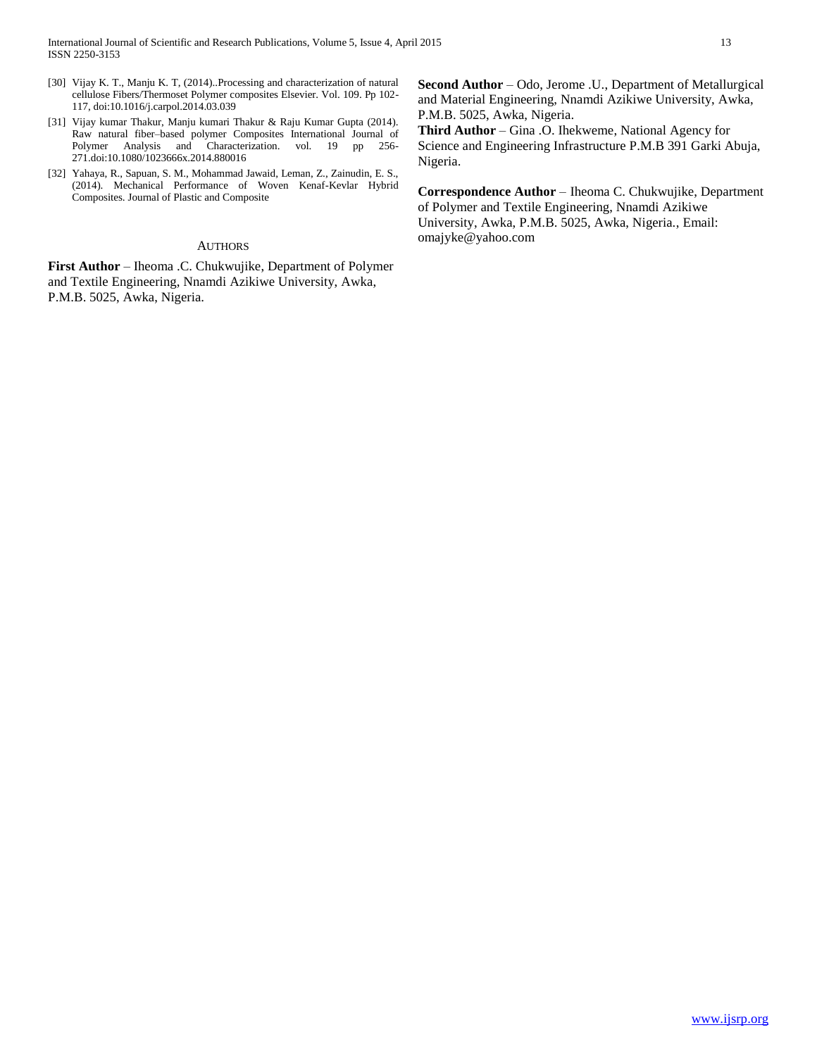[30] Vijay K. T., Manju K. T, (2014)..Processing and characterization of natural cellulose Fibers/Thermoset Polymer composites Elsevier. Vol. 109. Pp 102-117, doi:10.1016/j.carpol.2014.03.039

[31] Vijay kumar Thakur, Manju kumari Thakur & Raju Kumar Gupta (2014). Raw natural fiber–based polymer Composites International Journal of Polymer Analysis and Characterization. vol. 19 pp 256-271.doi:10.1080/1023666x.2014.880016

[32] Yahaya, R., Sapuan, S. M., Mohammad Jawaid, Leman, Z., Zainudin, E. S., (2014). Mechanical Performance of Woven Kenaf-Kevlar Hybrid Composites. Journal of Plastic and Composite

## AUTHORS

**First Author** – Iheoma .C. Chukwujike, Department of Polymer and Textile Engineering, Nnamdi Azikiwe University, Awka, P.M.B. 5025, Awka, Nigeria.

**Second Author** – Odo, Jerome .U., Department of Metallurgical and Material Engineering, Nnamdi Azikiwe University, Awka, P.M.B. 5025, Awka, Nigeria.

**Third Author** – Gina .O. Ihekweme, National Agency for Science and Engineering Infrastructure P.M.B 391 Garki Abuja, Nigeria.

**Correspondence Author** – Iheoma C. Chukwujike, Department of Polymer and Textile Engineering, Nnamdi Azikiwe University, Awka, P.M.B. 5025, Awka, Nigeria., Email: omajyke@yahoo.com